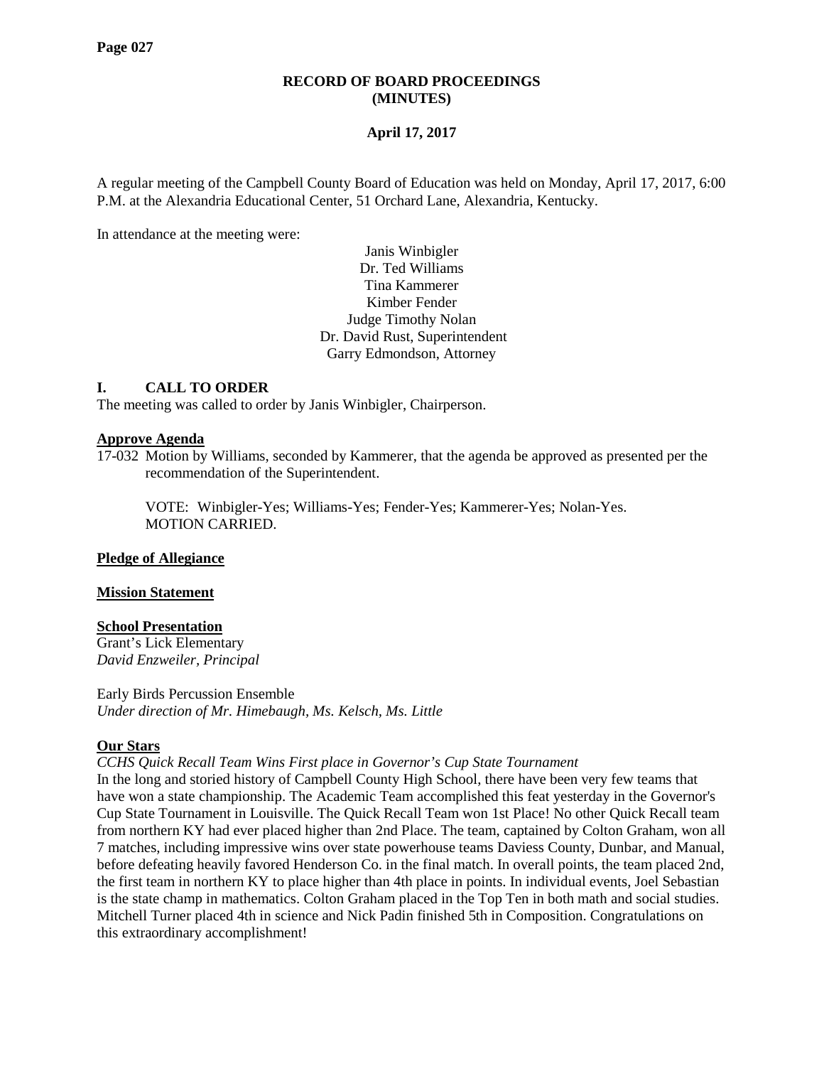**RECORD OF BOARD PROCEEDINGS**
**(MINUTES)**

**April 17, 2017**

A regular meeting of the Campbell County Board of Education was held on Monday, April 17, 2017, 6:00 P.M. at the Alexandria Educational Center, 51 Orchard Lane, Alexandria, Kentucky.

In attendance at the meeting were:

Janis Winbigler
Dr. Ted Williams
Tina Kammerer
Kimber Fender
Judge Timothy Nolan
Dr. David Rust, Superintendent
Garry Edmondson, Attorney

## I. CALL TO ORDER

The meeting was called to order by Janis Winbigler, Chairperson.

**Approve Agenda**

17-032 Motion by Williams, seconded by Kammerer, that the agenda be approved as presented per the recommendation of the Superintendent.

VOTE: Winbigler-Yes; Williams-Yes; Fender-Yes; Kammerer-Yes; Nolan-Yes.
MOTION CARRIED.

**Pledge of Allegiance**

**Mission Statement**

**School Presentation**

Grant's Lick Elementary
*David Enzweiler, Principal*

Early Birds Percussion Ensemble
*Under direction of Mr. Himebaugh, Ms. Kelsch, Ms. Little*

**Our Stars**

*CCHS Quick Recall Team Wins First place in Governor's Cup State Tournament*

In the long and storied history of Campbell County High School, there have been very few teams that have won a state championship. The Academic Team accomplished this feat yesterday in the Governor's Cup State Tournament in Louisville. The Quick Recall Team won 1st Place! No other Quick Recall team from northern KY had ever placed higher than 2nd Place. The team, captained by Colton Graham, won all 7 matches, including impressive wins over state powerhouse teams Daviess County, Dunbar, and Manual, before defeating heavily favored Henderson Co. in the final match. In overall points, the team placed 2nd, the first team in northern KY to place higher than 4th place in points. In individual events, Joel Sebastian is the state champ in mathematics. Colton Graham placed in the Top Ten in both math and social studies. Mitchell Turner placed 4th in science and Nick Padin finished 5th in Composition. Congratulations on this extraordinary accomplishment!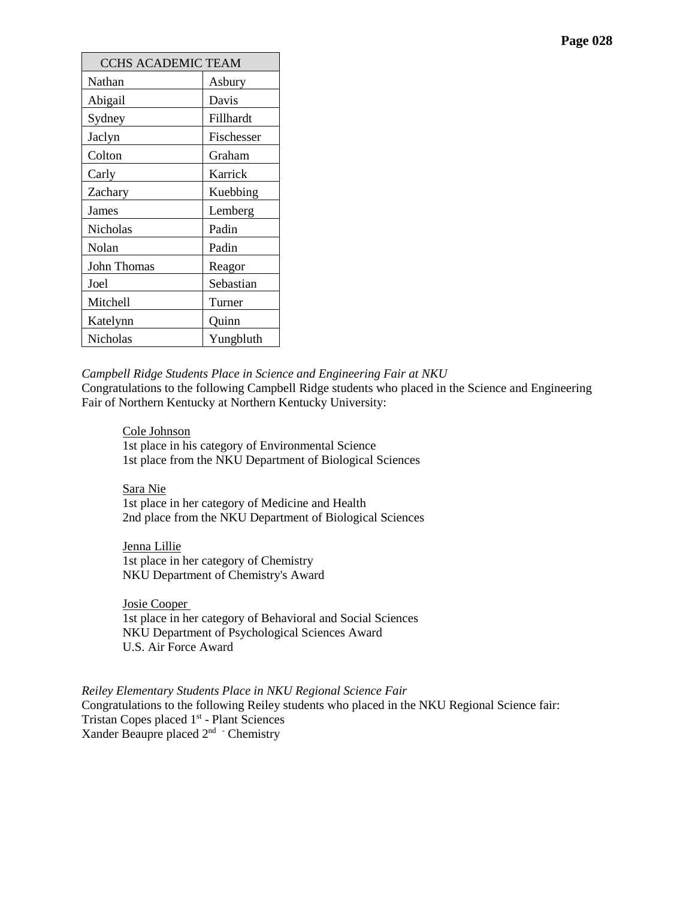| CCHS ACADEMIC TEAM | |
|---|---|
| Nathan | Asbury |
| Abigail | Davis |
| Sydney | Fillhardt |
| Jaclyn | Fischesser |
| Colton | Graham |
| Carly | Karrick |
| Zachary | Kuebbing |
| James | Lemberg |
| Nicholas | Padin |
| Nolan | Padin |
| John Thomas | Reagor |
| Joel | Sebastian |
| Mitchell | Turner |
| Katelynn | Quinn |
| Nicholas | Yungbluth |

*Campbell Ridge Students Place in Science and Engineering Fair at NKU*
Congratulations to the following Campbell Ridge students who placed in the Science and Engineering Fair of Northern Kentucky at Northern Kentucky University:

> Cole Johnson
> 1st place in his category of Environmental Science
> 1st place from the NKU Department of Biological Sciences
>
> Sara Nie
> 1st place in her category of Medicine and Health
> 2nd place from the NKU Department of Biological Sciences
>
> Jenna Lillie
> 1st place in her category of Chemistry
> NKU Department of Chemistry's Award
>
> Josie Cooper
> 1st place in her category of Behavioral and Social Sciences
> NKU Department of Psychological Sciences Award
> U.S. Air Force Award

*Reiley Elementary Students Place in NKU Regional Science Fair*
Congratulations to the following Reiley students who placed in the NKU Regional Science fair:
Tristan Copes placed 1st - Plant Sciences
Xander Beaupre placed 2nd - Chemistry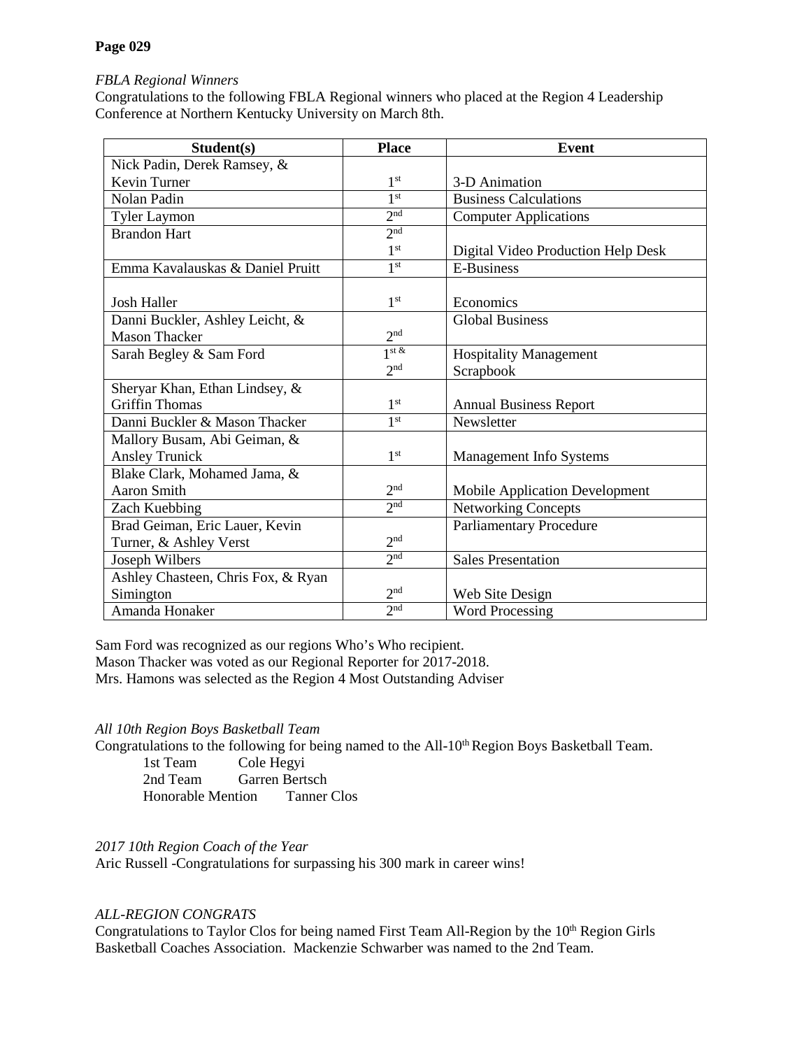**Page 029**

*FBLA Regional Winners*

Congratulations to the following FBLA Regional winners who placed at the Region 4 Leadership Conference at Northern Kentucky University on March 8th.

| Student(s) | Place | Event |
|---|---|---|
| Nick Padin, Derek Ramsey, & Kevin Turner | 1st | 3-D Animation |
| Nolan Padin | 1st | Business Calculations |
| Tyler Laymon | 2nd | Computer Applications |
| Brandon Hart | 2nd<br>1st | Digital Video Production Help Desk |
| Emma Kavalauskas & Daniel Pruitt | 1st | E-Business |
| Josh Haller | 1st | Economics |
| Danni Buckler, Ashley Leicht, & Mason Thacker | 2nd | Global Business |
| Sarah Begley & Sam Ford | 1st &<br>2nd | Hospitality Management<br>Scrapbook |
| Sheryar Khan, Ethan Lindsey, & Griffin Thomas | 1st | Annual Business Report |
| Danni Buckler & Mason Thacker | 1st | Newsletter |
| Mallory Busam, Abi Geiman, & Ansley Trunick | 1st | Management Info Systems |
| Blake Clark, Mohamed Jama, & Aaron Smith | 2nd | Mobile Application Development |
| Zach Kuebbing | 2nd | Networking Concepts |
| Brad Geiman, Eric Lauer, Kevin Turner, & Ashley Verst | 2nd | Parliamentary Procedure |
| Joseph Wilbers | 2nd | Sales Presentation |
| Ashley Chasteen, Chris Fox, & Ryan Simington | 2nd | Web Site Design |
| Amanda Honaker | 2nd | Word Processing |

Sam Ford was recognized as our regions Who's Who recipient.
Mason Thacker was voted as our Regional Reporter for 2017-2018.
Mrs. Hamons was selected as the Region 4 Most Outstanding Adviser

*All 10th Region Boys Basketball Team*

Congratulations to the following for being named to the All-10th Region Boys Basketball Team.

- 1st Team — Cole Hegyi
- 2nd Team — Garren Bertsch
- Honorable Mention — Tanner Clos

*2017 10th Region Coach of the Year*

Aric Russell -Congratulations for surpassing his 300 mark in career wins!

*ALL-REGION CONGRATS*

Congratulations to Taylor Clos for being named First Team All-Region by the 10th Region Girls Basketball Coaches Association. Mackenzie Schwarber was named to the 2nd Team.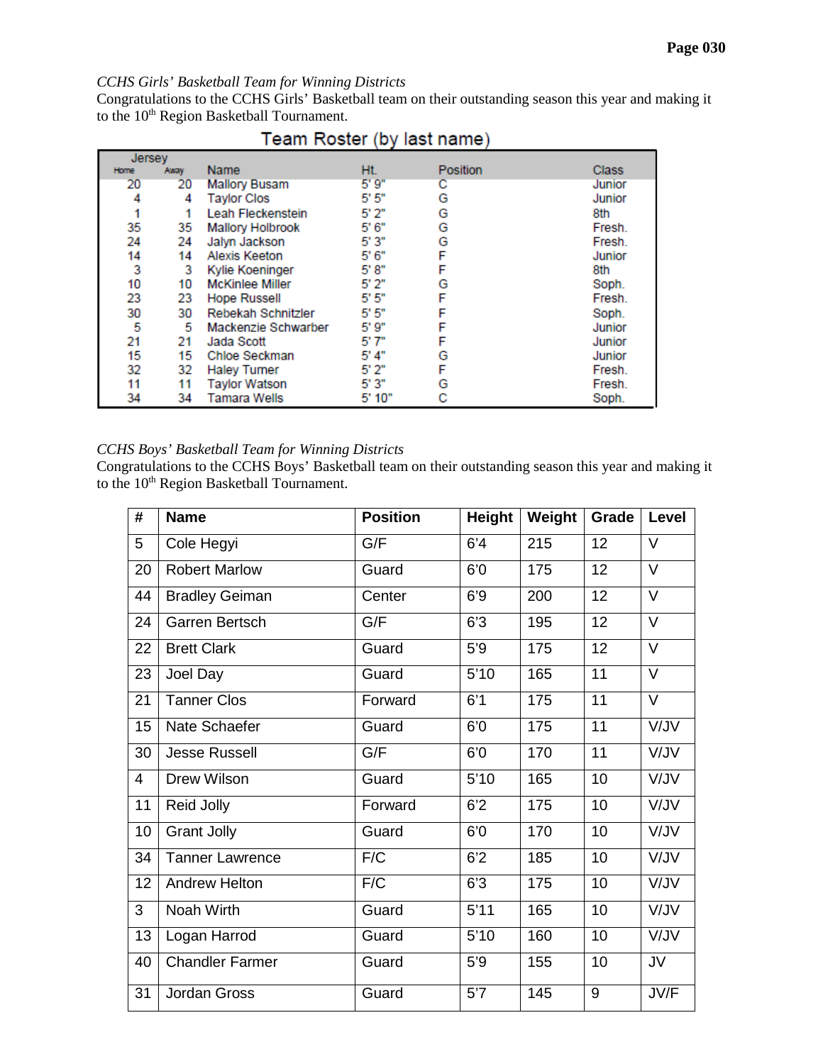*CCHS Girls' Basketball Team for Winning Districts*

Congratulations to the CCHS Girls' Basketball team on their outstanding season this year and making it to the 10th Region Basketball Tournament.

**Team Roster (by last name)**

| Jersey | | Name | Ht. | Position | Class |
|---|---|---|---|---|---|
| Home | Away | | | | |
| 20 | 20 | Mallory Busam | 5' 9" | C | Junior |
| 4 | 4 | Taylor Clos | 5' 5" | G | Junior |
| 1 | 1 | Leah Fleckenstein | 5' 2" | G | 8th |
| 35 | 35 | Mallory Holbrook | 5' 6" | G | Fresh. |
| 24 | 24 | Jalyn Jackson | 5' 3" | G | Fresh. |
| 14 | 14 | Alexis Keeton | 5' 6" | F | Junior |
| 3 | 3 | Kylie Koeninger | 5' 8" | F | 8th |
| 10 | 10 | McKinlee Miller | 5' 2" | G | Soph. |
| 23 | 23 | Hope Russell | 5' 5" | F | Fresh. |
| 30 | 30 | Rebekah Schnitzler | 5' 5" | F | Soph. |
| 5 | 5 | Mackenzie Schwarber | 5' 9" | F | Junior |
| 21 | 21 | Jada Scott | 5' 7" | F | Junior |
| 15 | 15 | Chloe Seckman | 5' 4" | G | Junior |
| 32 | 32 | Haley Turner | 5' 2" | F | Fresh. |
| 11 | 11 | Taylor Watson | 5' 3" | G | Fresh. |
| 34 | 34 | Tamara Wells | 5' 10" | C | Soph. |

*CCHS Boys' Basketball Team for Winning Districts*

Congratulations to the CCHS Boys' Basketball team on their outstanding season this year and making it to the 10th Region Basketball Tournament.

| # | Name | Position | Height | Weight | Grade | Level |
|---|---|---|---|---|---|---|
| 5 | Cole Hegyi | G/F | 6'4 | 215 | 12 | V |
| 20 | Robert Marlow | Guard | 6'0 | 175 | 12 | V |
| 44 | Bradley Geiman | Center | 6'9 | 200 | 12 | V |
| 24 | Garren Bertsch | G/F | 6'3 | 195 | 12 | V |
| 22 | Brett Clark | Guard | 5'9 | 175 | 12 | V |
| 23 | Joel Day | Guard | 5'10 | 165 | 11 | V |
| 21 | Tanner Clos | Forward | 6'1 | 175 | 11 | V |
| 15 | Nate Schaefer | Guard | 6'0 | 175 | 11 | V/JV |
| 30 | Jesse Russell | G/F | 6'0 | 170 | 11 | V/JV |
| 4 | Drew Wilson | Guard | 5'10 | 165 | 10 | V/JV |
| 11 | Reid Jolly | Forward | 6'2 | 175 | 10 | V/JV |
| 10 | Grant Jolly | Guard | 6'0 | 170 | 10 | V/JV |
| 34 | Tanner Lawrence | F/C | 6'2 | 185 | 10 | V/JV |
| 12 | Andrew Helton | F/C | 6'3 | 175 | 10 | V/JV |
| 3 | Noah Wirth | Guard | 5'11 | 165 | 10 | V/JV |
| 13 | Logan Harrod | Guard | 5'10 | 160 | 10 | V/JV |
| 40 | Chandler Farmer | Guard | 5'9 | 155 | 10 | JV |
| 31 | Jordan Gross | Guard | 5'7 | 145 | 9 | JV/F |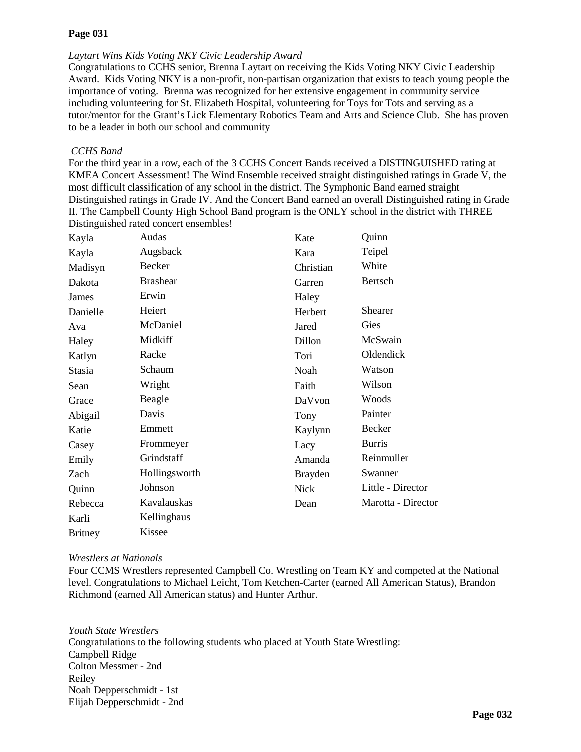*Laytart Wins Kids Voting NKY Civic Leadership Award*

Congratulations to CCHS senior, Brenna Laytart on receiving the Kids Voting NKY Civic Leadership Award. Kids Voting NKY is a non-profit, non-partisan organization that exists to teach young people the importance of voting. Brenna was recognized for her extensive engagement in community service including volunteering for St. Elizabeth Hospital, volunteering for Toys for Tots and serving as a tutor/mentor for the Grant's Lick Elementary Robotics Team and Arts and Science Club. She has proven to be a leader in both our school and community

*CCHS Band*

For the third year in a row, each of the 3 CCHS Concert Bands received a DISTINGUISHED rating at KMEA Concert Assessment! The Wind Ensemble received straight distinguished ratings in Grade V, the most difficult classification of any school in the district. The Symphonic Band earned straight Distinguished ratings in Grade IV. And the Concert Band earned an overall Distinguished rating in Grade II. The Campbell County High School Band program is the ONLY school in the district with THREE Distinguished rated concert ensembles!

| | | | |
|---|---|---|---|
| Kayla | Audas | Kate | Quinn |
| Kayla | Augsback | Kara | Teipel |
| Madisyn | Becker | Christian | White |
| Dakota | Brashear | Garren | Bertsch |
| James | Erwin | Haley | |
| Danielle | Heiert | Herbert | Shearer |
| Ava | McDaniel | Jared | Gies |
| Haley | Midkiff | Dillon | McSwain |
| Katlyn | Racke | Tori | Oldendick |
| Stasia | Schaum | Noah | Watson |
| Sean | Wright | Faith | Wilson |
| Grace | Beagle | DaVvon | Woods |
| Abigail | Davis | Tony | Painter |
| Katie | Emmett | Kaylynn | Becker |
| Casey | Frommeyer | Lacy | Burris |
| Emily | Grindstaff | Amanda | Reinmuller |
| Zach | Hollingsworth | Brayden | Swanner |
| Quinn | Johnson | Nick | Little - Director |
| Rebecca | Kavalauskas | Dean | Marotta - Director |
| Karli | Kellinghaus | | |
| Britney | Kissee | | |

*Wrestlers at Nationals*

Four CCMS Wrestlers represented Campbell Co. Wrestling on Team KY and competed at the National level. Congratulations to Michael Leicht, Tom Ketchen-Carter (earned All American Status), Brandon Richmond (earned All American status) and Hunter Arthur.

*Youth State Wrestlers*

Congratulations to the following students who placed at Youth State Wrestling:

Campbell Ridge

Colton Messmer - 2nd

Reiley

Noah Depperschmidt - 1st

Elijah Depperschmidt - 2nd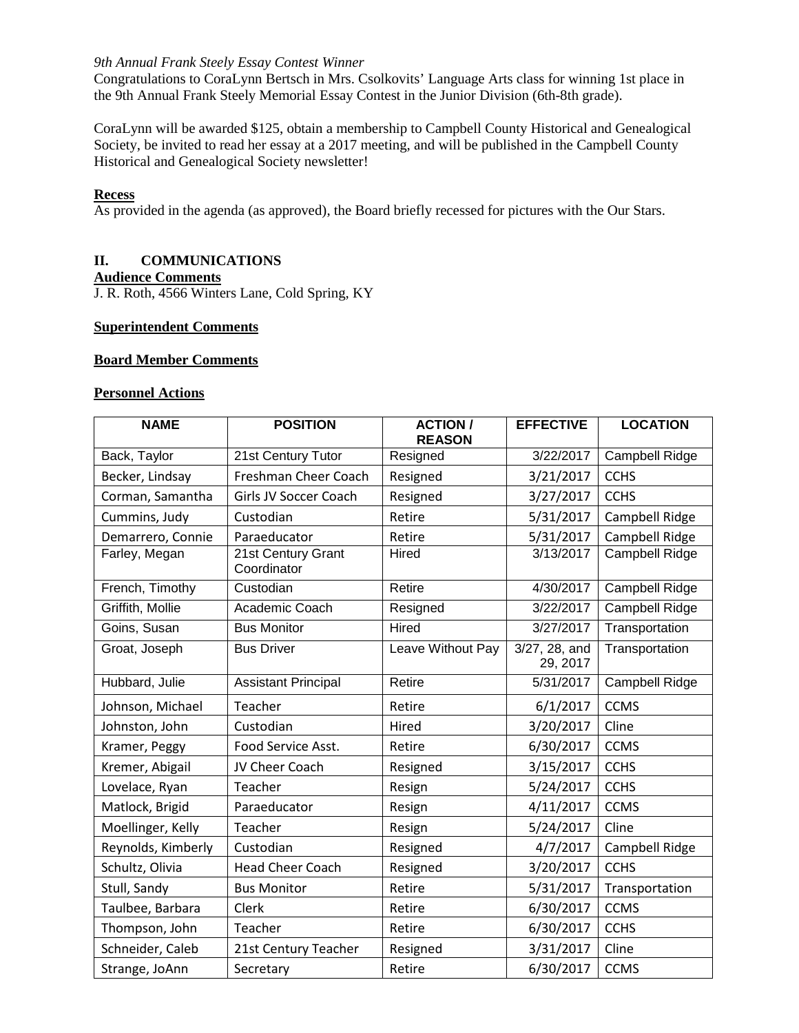*9th Annual Frank Steely Essay Contest Winner*

Congratulations to CoraLynn Bertsch in Mrs. Csolkovits' Language Arts class for winning 1st place in the 9th Annual Frank Steely Memorial Essay Contest in the Junior Division (6th-8th grade).

CoraLynn will be awarded $125, obtain a membership to Campbell County Historical and Genealogical Society, be invited to read her essay at a 2017 meeting, and will be published in the Campbell County Historical and Genealogical Society newsletter!

**Recess**

As provided in the agenda (as approved), the Board briefly recessed for pictures with the Our Stars.

## II. COMMUNICATIONS

**Audience Comments**

J. R. Roth, 4566 Winters Lane, Cold Spring, KY

**Superintendent Comments**

**Board Member Comments**

**Personnel Actions**

| NAME | POSITION | ACTION / REASON | EFFECTIVE | LOCATION |
|---|---|---|---|---|
| Back, Taylor | 21st Century Tutor | Resigned | 3/22/2017 | Campbell Ridge |
| Becker, Lindsay | Freshman Cheer Coach | Resigned | 3/21/2017 | CCHS |
| Corman, Samantha | Girls JV Soccer Coach | Resigned | 3/27/2017 | CCHS |
| Cummins, Judy | Custodian | Retire | 5/31/2017 | Campbell Ridge |
| Demarrero, Connie | Paraeducator | Retire | 5/31/2017 | Campbell Ridge |
| Farley, Megan | 21st Century Grant Coordinator | Hired | 3/13/2017 | Campbell Ridge |
| French, Timothy | Custodian | Retire | 4/30/2017 | Campbell Ridge |
| Griffith, Mollie | Academic Coach | Resigned | 3/22/2017 | Campbell Ridge |
| Goins, Susan | Bus Monitor | Hired | 3/27/2017 | Transportation |
| Groat, Joseph | Bus Driver | Leave Without Pay | 3/27, 28, and 29, 2017 | Transportation |
| Hubbard, Julie | Assistant Principal | Retire | 5/31/2017 | Campbell Ridge |
| Johnson, Michael | Teacher | Retire | 6/1/2017 | CCMS |
| Johnston, John | Custodian | Hired | 3/20/2017 | Cline |
| Kramer, Peggy | Food Service Asst. | Retire | 6/30/2017 | CCMS |
| Kremer, Abigail | JV Cheer Coach | Resigned | 3/15/2017 | CCHS |
| Lovelace, Ryan | Teacher | Resign | 5/24/2017 | CCHS |
| Matlock, Brigid | Paraeducator | Resign | 4/11/2017 | CCMS |
| Moellinger, Kelly | Teacher | Resign | 5/24/2017 | Cline |
| Reynolds, Kimberly | Custodian | Resigned | 4/7/2017 | Campbell Ridge |
| Schultz, Olivia | Head Cheer Coach | Resigned | 3/20/2017 | CCHS |
| Stull, Sandy | Bus Monitor | Retire | 5/31/2017 | Transportation |
| Taulbee, Barbara | Clerk | Retire | 6/30/2017 | CCMS |
| Thompson, John | Teacher | Retire | 6/30/2017 | CCHS |
| Schneider, Caleb | 21st Century Teacher | Resigned | 3/31/2017 | Cline |
| Strange, JoAnn | Secretary | Retire | 6/30/2017 | CCMS |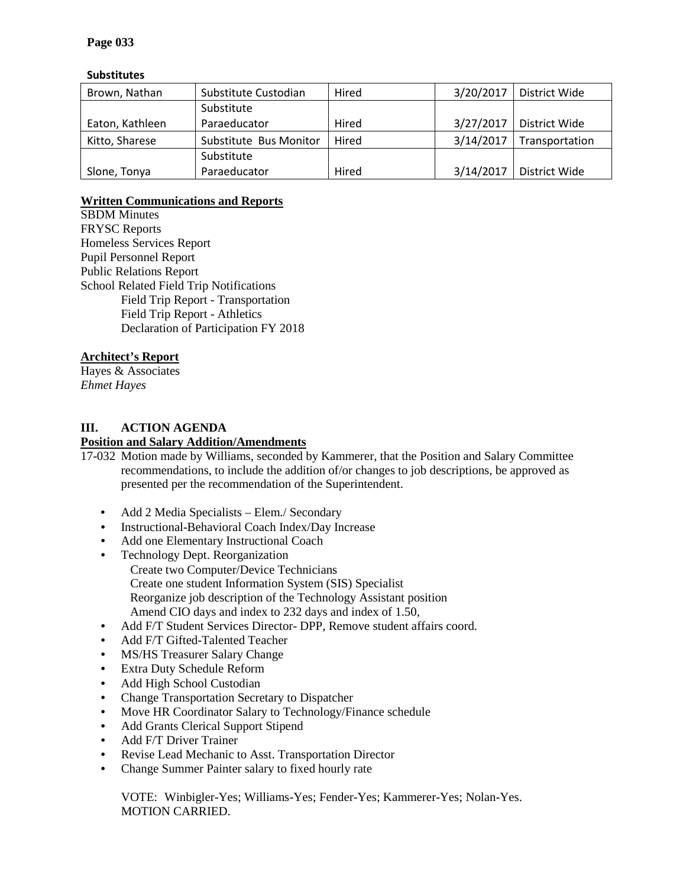**Substitutes**

| | | | | |
|---|---|---|---|---|
| Brown, Nathan | Substitute Custodian | Hired | 3/20/2017 | District Wide |
| Eaton, Kathleen | Substitute Paraeducator | Hired | 3/27/2017 | District Wide |
| Kitto, Sharese | Substitute Bus Monitor | Hired | 3/14/2017 | Transportation |
| Slone, Tonya | Substitute Paraeducator | Hired | 3/14/2017 | District Wide |

**Written Communications and Reports**

SBDM Minutes
FRYSC Reports
Homeless Services Report
Pupil Personnel Report
Public Relations Report
School Related Field Trip Notifications
    Field Trip Report - Transportation
    Field Trip Report - Athletics
    Declaration of Participation FY 2018

**Architect's Report**

Hayes & Associates
*Ehmet Hayes*

## III. ACTION AGENDA

**Position and Salary Addition/Amendments**

17-032 Motion made by Williams, seconded by Kammerer, that the Position and Salary Committee recommendations, to include the addition of/or changes to job descriptions, be approved as presented per the recommendation of the Superintendent.

- Add 2 Media Specialists – Elem./ Secondary
- Instructional-Behavioral Coach Index/Day Increase
- Add one Elementary Instructional Coach
- Technology Dept. Reorganization
  - Create two Computer/Device Technicians
  - Create one student Information System (SIS) Specialist
  - Reorganize job description of the Technology Assistant position
  - Amend CIO days and index to 232 days and index of 1.50,
- Add F/T Student Services Director- DPP, Remove student affairs coord.
- Add F/T Gifted-Talented Teacher
- MS/HS Treasurer Salary Change
- Extra Duty Schedule Reform
- Add High School Custodian
- Change Transportation Secretary to Dispatcher
- Move HR Coordinator Salary to Technology/Finance schedule
- Add Grants Clerical Support Stipend
- Add F/T Driver Trainer
- Revise Lead Mechanic to Asst. Transportation Director
- Change Summer Painter salary to fixed hourly rate

VOTE: Winbigler-Yes; Williams-Yes; Fender-Yes; Kammerer-Yes; Nolan-Yes.
MOTION CARRIED.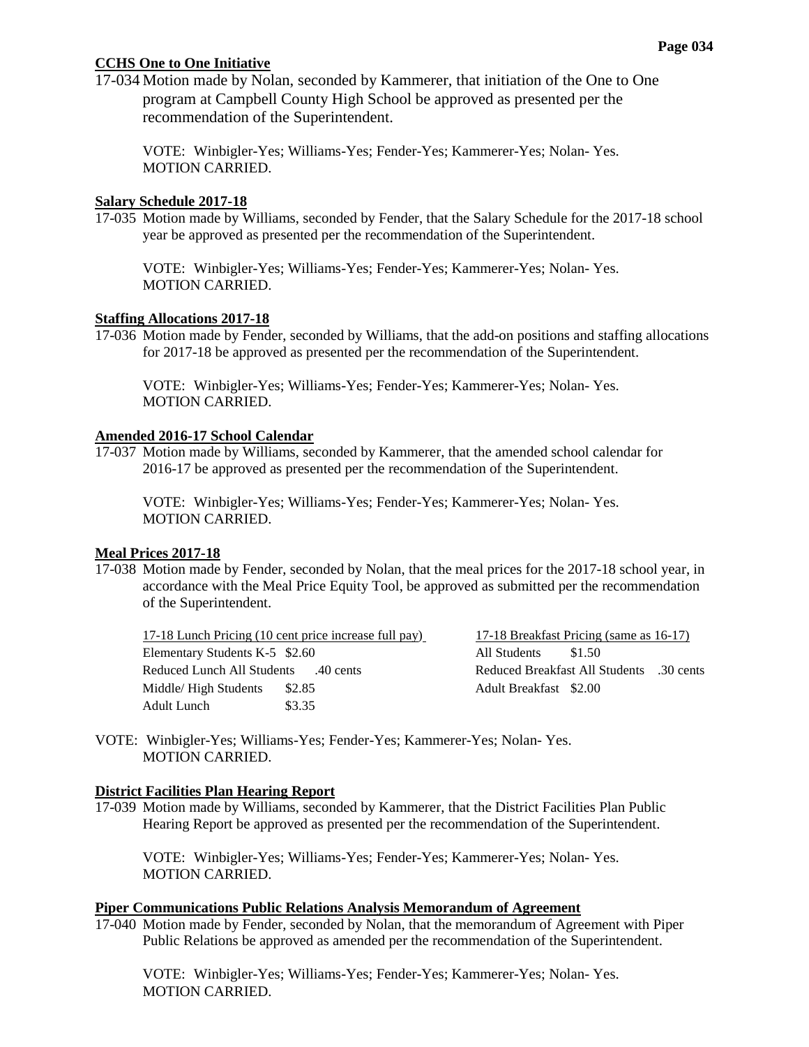**CCHS One to One Initiative**

17-034 Motion made by Nolan, seconded by Kammerer, that initiation of the One to One program at Campbell County High School be approved as presented per the recommendation of the Superintendent.

VOTE: Winbigler-Yes; Williams-Yes; Fender-Yes; Kammerer-Yes; Nolan- Yes.
MOTION CARRIED.

**Salary Schedule 2017-18**

17-035 Motion made by Williams, seconded by Fender, that the Salary Schedule for the 2017-18 school year be approved as presented per the recommendation of the Superintendent.

VOTE: Winbigler-Yes; Williams-Yes; Fender-Yes; Kammerer-Yes; Nolan- Yes.
MOTION CARRIED.

**Staffing Allocations 2017-18**

17-036 Motion made by Fender, seconded by Williams, that the add-on positions and staffing allocations for 2017-18 be approved as presented per the recommendation of the Superintendent.

VOTE: Winbigler-Yes; Williams-Yes; Fender-Yes; Kammerer-Yes; Nolan- Yes.
MOTION CARRIED.

**Amended 2016-17 School Calendar**

17-037 Motion made by Williams, seconded by Kammerer, that the amended school calendar for 2016-17 be approved as presented per the recommendation of the Superintendent.

VOTE: Winbigler-Yes; Williams-Yes; Fender-Yes; Kammerer-Yes; Nolan- Yes.
MOTION CARRIED.

**Meal Prices 2017-18**

17-038 Motion made by Fender, seconded by Nolan, that the meal prices for the 2017-18 school year, in accordance with the Meal Price Equity Tool, be approved as submitted per the recommendation of the Superintendent.

17-18 Lunch Pricing (10 cent price increase full pay)
- Elementary Students K-5 $2.60
- Reduced Lunch All Students .40 cents
- Middle/ High Students $2.85
- Adult Lunch $3.35

17-18 Breakfast Pricing (same as 16-17)
- All Students $1.50
- Reduced Breakfast All Students .30 cents
- Adult Breakfast $2.00

VOTE: Winbigler-Yes; Williams-Yes; Fender-Yes; Kammerer-Yes; Nolan- Yes.
MOTION CARRIED.

**District Facilities Plan Hearing Report**

17-039 Motion made by Williams, seconded by Kammerer, that the District Facilities Plan Public Hearing Report be approved as presented per the recommendation of the Superintendent.

VOTE: Winbigler-Yes; Williams-Yes; Fender-Yes; Kammerer-Yes; Nolan- Yes.
MOTION CARRIED.

**Piper Communications Public Relations Analysis Memorandum of Agreement**

17-040 Motion made by Fender, seconded by Nolan, that the memorandum of Agreement with Piper Public Relations be approved as amended per the recommendation of the Superintendent.

VOTE: Winbigler-Yes; Williams-Yes; Fender-Yes; Kammerer-Yes; Nolan- Yes.
MOTION CARRIED.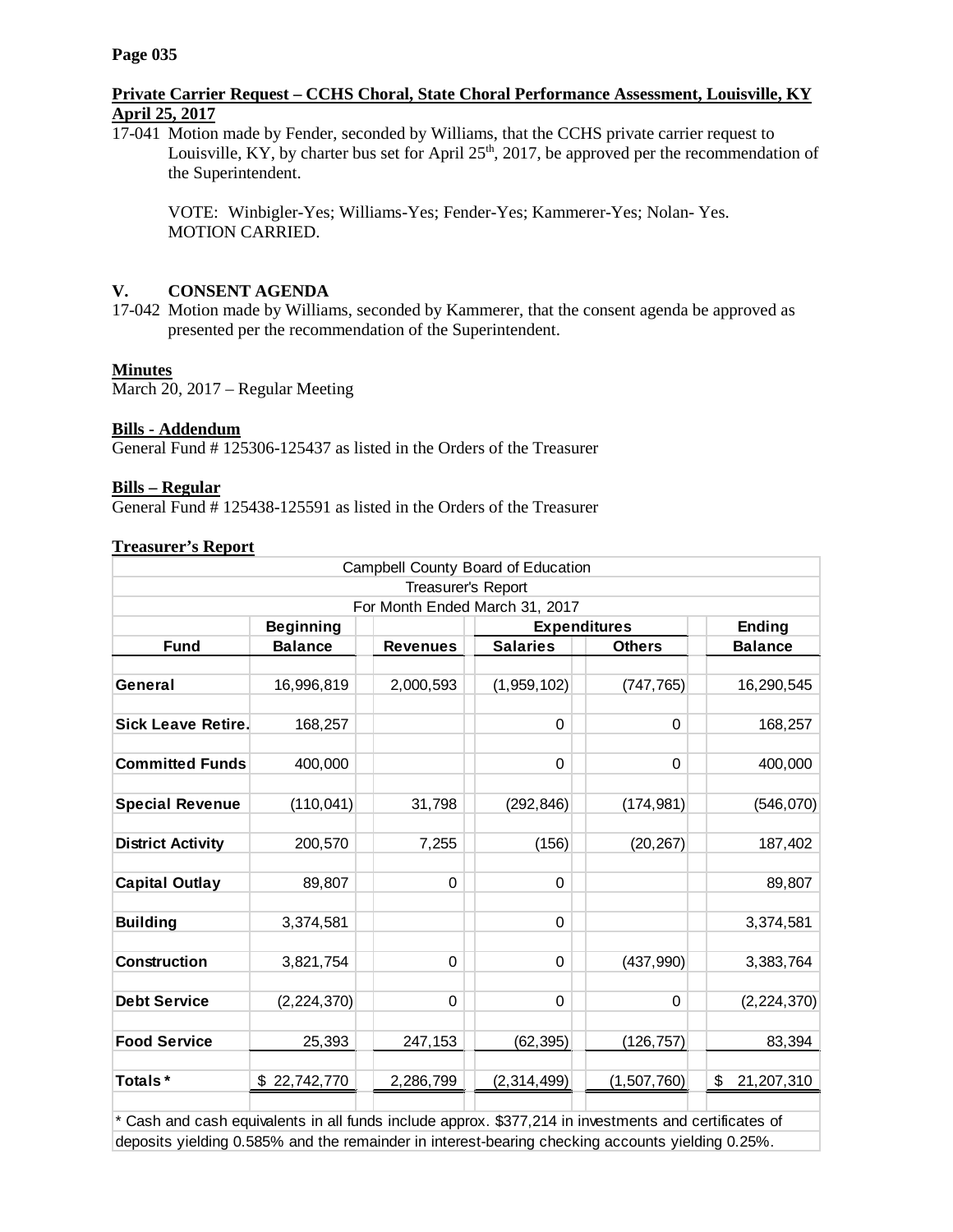Page 035

**Private Carrier Request – CCHS Choral, State Choral Performance Assessment, Louisville, KY April 25, 2017**

17-041 Motion made by Fender, seconded by Williams, that the CCHS private carrier request to Louisville, KY, by charter bus set for April 25th, 2017, be approved per the recommendation of the Superintendent.

VOTE: Winbigler-Yes; Williams-Yes; Fender-Yes; Kammerer-Yes; Nolan- Yes.
MOTION CARRIED.

## V. CONSENT AGENDA

17-042 Motion made by Williams, seconded by Kammerer, that the consent agenda be approved as presented per the recommendation of the Superintendent.

**Minutes**

March 20, 2017 – Regular Meeting

**Bills - Addendum**

General Fund # 125306-125437 as listed in the Orders of the Treasurer

**Bills – Regular**

General Fund # 125438-125591 as listed in the Orders of the Treasurer

**Treasurer's Report**

Campbell County Board of Education
Treasurer's Report
For Month Ended March 31, 2017

| Fund | Beginning Balance | Revenues | Expenditures: Salaries | Expenditures: Others | Ending Balance |
|---|---|---|---|---|---|
| General | 16,996,819 | 2,000,593 | (1,959,102) | (747,765) | 16,290,545 |
| Sick Leave Retire. | 168,257 | | 0 | 0 | 168,257 |
| Committed Funds | 400,000 | | 0 | 0 | 400,000 |
| Special Revenue | (110,041) | 31,798 | (292,846) | (174,981) | (546,070) |
| District Activity | 200,570 | 7,255 | (156) | (20,267) | 187,402 |
| Capital Outlay | 89,807 | 0 | 0 | | 89,807 |
| Building | 3,374,581 | | 0 | | 3,374,581 |
| Construction | 3,821,754 | 0 | 0 | (437,990) | 3,383,764 |
| Debt Service | (2,224,370) | 0 | 0 | 0 | (2,224,370) |
| Food Service | 25,393 | 247,153 | (62,395) | (126,757) | 83,394 |
| Totals * | $ 22,742,770 | 2,286,799 | (2,314,499) | (1,507,760) | $ 21,207,310 |

* Cash and cash equivalents in all funds include approx. $377,214 in investments and certificates of deposits yielding 0.585% and the remainder in interest-bearing checking accounts yielding 0.25%.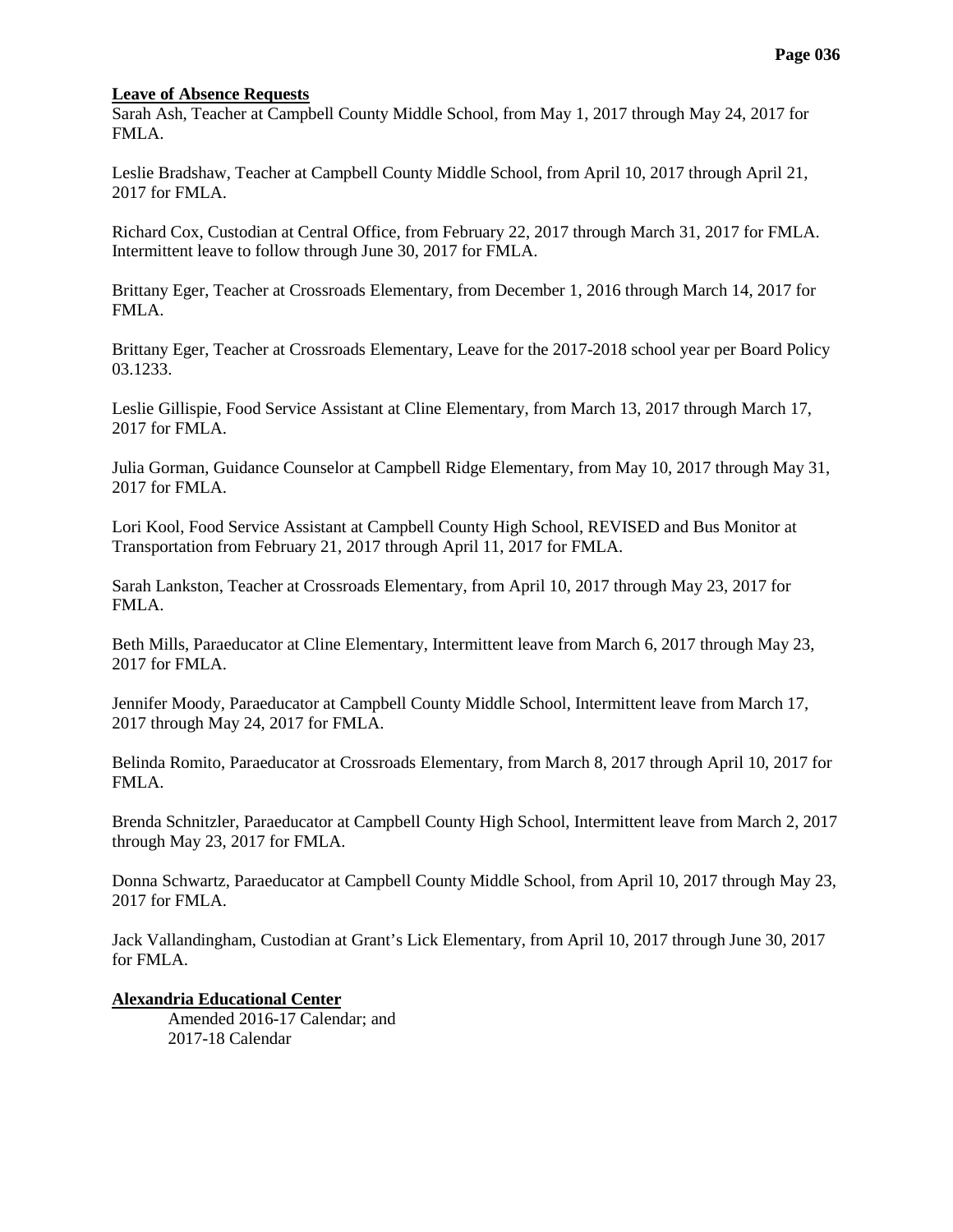**Leave of Absence Requests**

Sarah Ash, Teacher at Campbell County Middle School, from May 1, 2017 through May 24, 2017 for FMLA.

Leslie Bradshaw, Teacher at Campbell County Middle School, from April 10, 2017 through April 21, 2017 for FMLA.

Richard Cox, Custodian at Central Office, from February 22, 2017 through March 31, 2017 for FMLA. Intermittent leave to follow through June 30, 2017 for FMLA.

Brittany Eger, Teacher at Crossroads Elementary, from December 1, 2016 through March 14, 2017 for FMLA.

Brittany Eger, Teacher at Crossroads Elementary, Leave for the 2017-2018 school year per Board Policy 03.1233.

Leslie Gillispie, Food Service Assistant at Cline Elementary, from March 13, 2017 through March 17, 2017 for FMLA.

Julia Gorman, Guidance Counselor at Campbell Ridge Elementary, from May 10, 2017 through May 31, 2017 for FMLA.

Lori Kool, Food Service Assistant at Campbell County High School, REVISED and Bus Monitor at Transportation from February 21, 2017 through April 11, 2017 for FMLA.

Sarah Lankston, Teacher at Crossroads Elementary, from April 10, 2017 through May 23, 2017 for FMLA.

Beth Mills, Paraeducator at Cline Elementary, Intermittent leave from March 6, 2017 through May 23, 2017 for FMLA.

Jennifer Moody, Paraeducator at Campbell County Middle School, Intermittent leave from March 17, 2017 through May 24, 2017 for FMLA.

Belinda Romito, Paraeducator at Crossroads Elementary, from March 8, 2017 through April 10, 2017 for FMLA.

Brenda Schnitzler, Paraeducator at Campbell County High School, Intermittent leave from March 2, 2017 through May 23, 2017 for FMLA.

Donna Schwartz, Paraeducator at Campbell County Middle School, from April 10, 2017 through May 23, 2017 for FMLA.

Jack Vallandingham, Custodian at Grant's Lick Elementary, from April 10, 2017 through June 30, 2017 for FMLA.

**Alexandria Educational Center**

Amended 2016-17 Calendar; and
2017-18 Calendar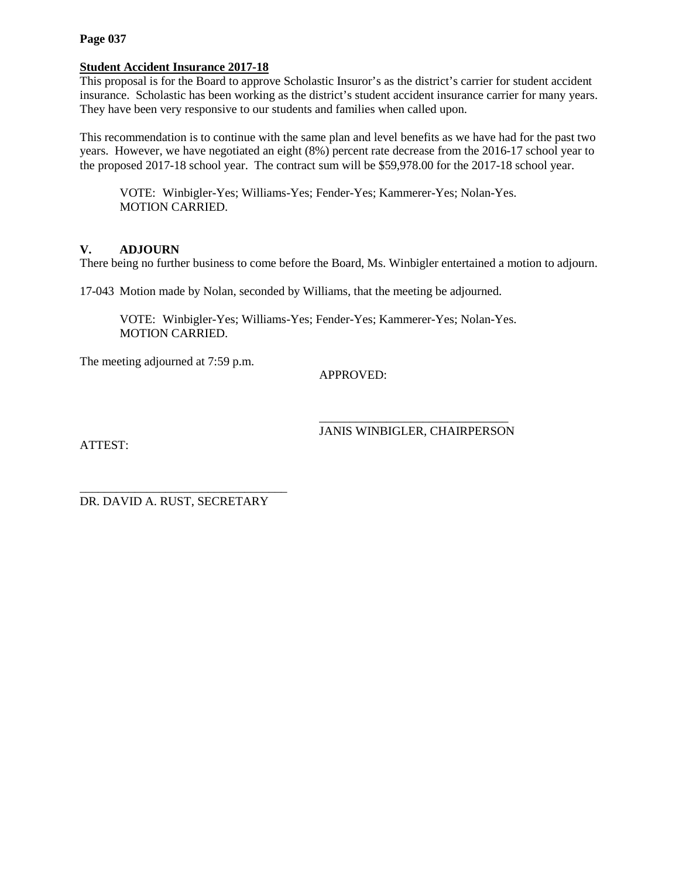**Page 037**

**Student Accident Insurance 2017-18**

This proposal is for the Board to approve Scholastic Insuror's as the district's carrier for student accident insurance. Scholastic has been working as the district's student accident insurance carrier for many years. They have been very responsive to our students and families when called upon.

This recommendation is to continue with the same plan and level benefits as we have had for the past two years. However, we have negotiated an eight (8%) percent rate decrease from the 2016-17 school year to the proposed 2017-18 school year. The contract sum will be $59,978.00 for the 2017-18 school year.

> VOTE: Winbigler-Yes; Williams-Yes; Fender-Yes; Kammerer-Yes; Nolan-Yes.
> MOTION CARRIED.

## V. ADJOURN

There being no further business to come before the Board, Ms. Winbigler entertained a motion to adjourn.

17-043 Motion made by Nolan, seconded by Williams, that the meeting be adjourned.

> VOTE: Winbigler-Yes; Williams-Yes; Fender-Yes; Kammerer-Yes; Nolan-Yes.
> MOTION CARRIED.

The meeting adjourned at 7:59 p.m.

APPROVED:

_______________________________
JANIS WINBIGLER, CHAIRPERSON

ATTEST:

_________________________________
DR. DAVID A. RUST, SECRETARY